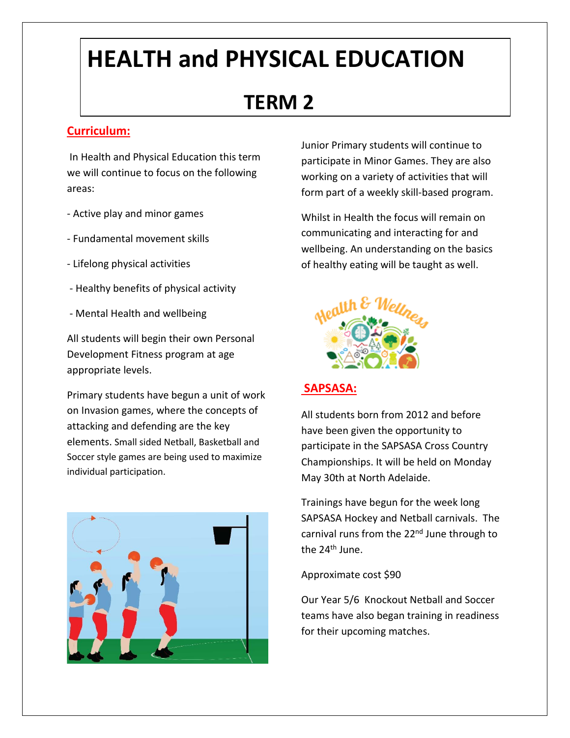# HEALTH and PHYSICAL EDUCATION

## TERM 2

**Curriculum:**

In Health and Physical Education this term we will continue to focus on the following areas:

- Active play and minor games
- Fundamental movement skills
- Lifelong physical activities
- Healthy benefits of physical activity
- Mental Health and wellbeing

All students will begin their own Personal Development Fitness program at age appropriate levels.

Primary students have begun a unit of work on Invasion games, where the concepts of attacking and defending are the key elements. Small sided Netball, Basketball and Soccer style games are being used to maximize individual participation.

Junior Primary students will continue to participate in Minor Games. They are also working on a variety of activities that will form part of a weekly skill-based program.

Whilst in Health the focus will remain on communicating and interacting for and wellbeing. An understanding on the basics of healthy eating will be taught as well.

**SAPSASA:**

All students born from 2012 and before have been given the opportunity to participate in the SAPSASA Cross Country Championships. It will be held on Monday May 30th at North Adelaide.

Trainings have begun for the week long SAPSASA Hockey and Netball carnivals. The carnival runs from the 22nd June through to the 24th June.

Approximate cost $90

Our Year 5/6 Knockout Netball and Soccer teams have also began training in readiness for their upcoming matches.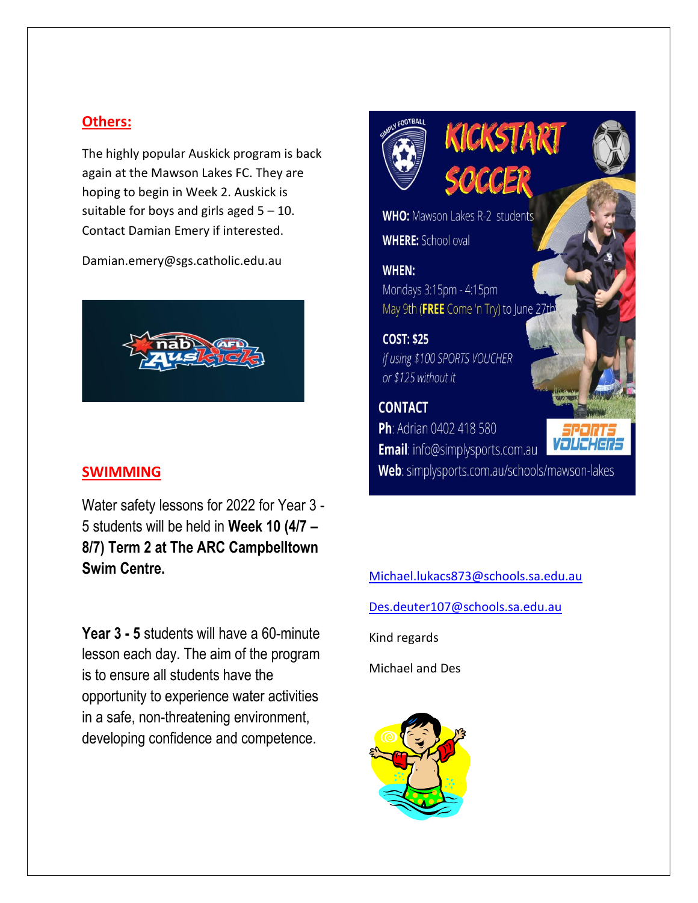## Others:

The highly popular Auskick program is back again at the Mawson Lakes FC. They are hoping to begin in Week 2. Auskick is suitable for boys and girls aged 5 – 10. Contact Damian Emery if interested.

Damian.emery@sgs.catholic.edu.au

## SWIMMING

Water safety lessons for 2022 for Year 3 - 5 students will be held in **Week 10 (4/7 – 8/7) Term 2 at The ARC Campbelltown Swim Centre.**

**Year 3 - 5** students will have a 60-minute lesson each day. The aim of the program is to ensure all students have the opportunity to experience water activities in a safe, non-threatening environment, developing confidence and competence.

## KICKSTART SOCCER

**WHO:** Mawson Lakes R-2 students

**WHERE:** School oval

**WHEN:**
Mondays 3:15pm - 4:15pm
May 9th (**FREE** Come 'n Try) to June 27th

**COST: $25**
*if using $100 SPORTS VOUCHER*
*or $125 without it*

**CONTACT**
**Ph**: Adrian 0402 418 580
**Email**: info@simplysports.com.au
**Web**: simplysports.com.au/schools/mawson-lakes

Michael.lukacs873@schools.sa.edu.au

Des.deuter107@schools.sa.edu.au

Kind regards

Michael and Des